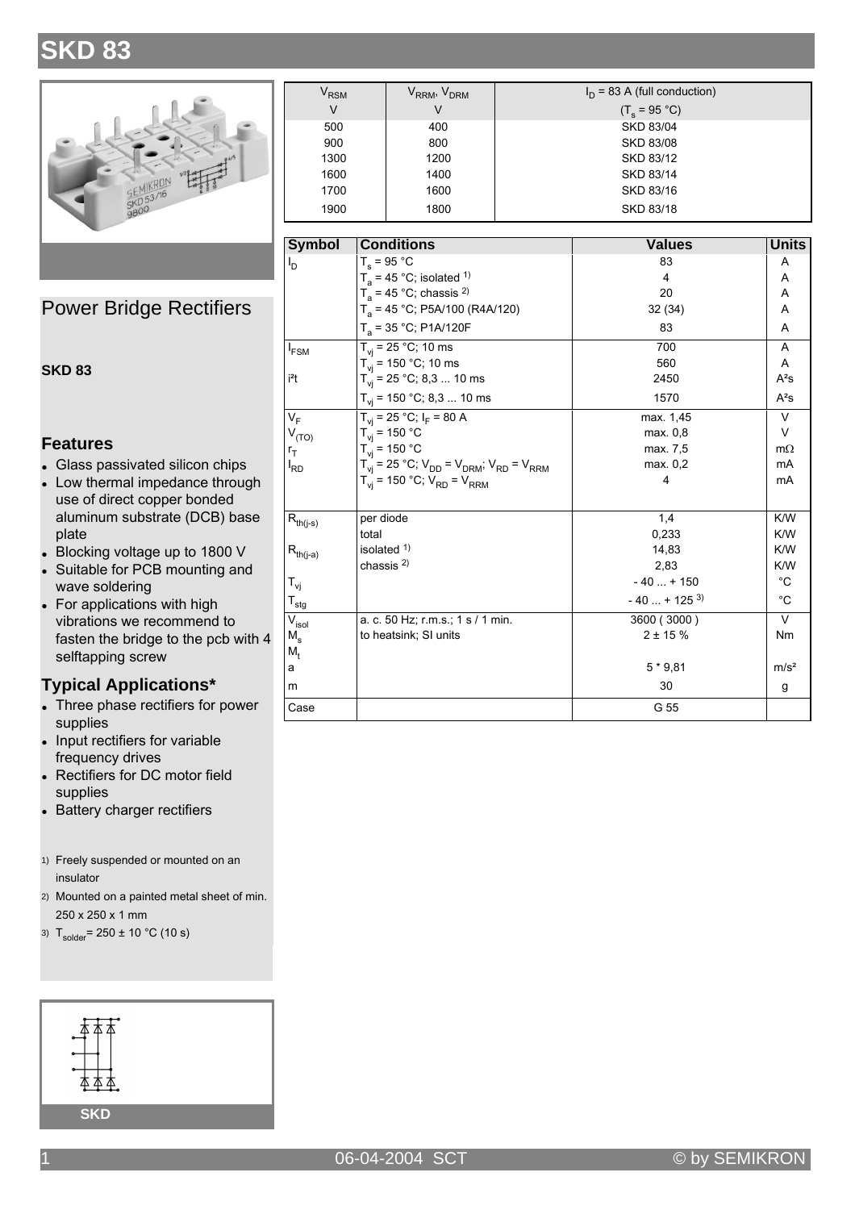# SKD 83

## Power Bridge Rectifiers

**SKD 83**

### Features

- Glass passivated silicon chips
- Low thermal impedance through use of direct copper bonded aluminum substrate (DCB) base plate
- Blocking voltage up to 1800 V
- Suitable for PCB mounting and wave soldering
- For applications with high vibrations we recommend to fasten the bridge to the pcb with 4 selftapping screw

### Typical Applications*

- Three phase rectifiers for power supplies
- Input rectifiers for variable frequency drives
- Rectifiers for DC motor field supplies
- Battery charger rectifiers

1) Freely suspended or mounted on an insulator

2) Mounted on a painted metal sheet of min. 250 x 250 x 1 mm

3) $T_{solder}$ = 250 ± 10 °C (10 s)

| $V_{RSM}$ | $V_{RRM}$, $V_{DRM}$ | $I_D$ = 83 A (full conduction) |
|---|---|---|
| V | V | ($T_s$ = 95 °C) |
| 500 | 400 | SKD 83/04 |
| 900 | 800 | SKD 83/08 |
| 1300 | 1200 | SKD 83/12 |
| 1600 | 1400 | SKD 83/14 |
| 1700 | 1600 | SKD 83/16 |
| 1900 | 1800 | SKD 83/18 |

| Symbol | Conditions | Values | Units |
|---|---|---|---|
| $I_D$ | $T_s$ = 95 °C | 83 | A |
| | $T_a$ = 45 °C; isolated 1) | 4 | A |
| | $T_a$ = 45 °C; chassis 2) | 20 | A |
| | $T_a$ = 45 °C; P5A/100 (R4A/120) | 32 (34) | A |
| | $T_a$ = 35 °C; P1A/120F | 83 | A |
| $I_{FSM}$ | $T_{vj}$ = 25 °C; 10 ms | 700 | A |
| | $T_{vj}$ = 150 °C; 10 ms | 560 | A |
| i²t | $T_{vj}$ = 25 °C; 8,3 ... 10 ms | 2450 | A²s |
| | $T_{vj}$ = 150 °C; 8,3 ... 10 ms | 1570 | A²s |
| $V_F$ | $T_{vj}$ = 25 °C; $I_F$ = 80 A | max. 1,45 | V |
| $V_{(TO)}$ | $T_{vj}$ = 150 °C | max. 0,8 | V |
| $r_T$ | $T_{vj}$ = 150 °C | max. 7,5 | mΩ |
| $I_{RD}$ | $T_{vj}$ = 25 °C; $V_{DD}$ = $V_{DRM}$; $V_{RD}$ = $V_{RRM}$ | max. 0,2 | mA |
| | $T_{vj}$ = 150 °C; $V_{RD}$ = $V_{RRM}$ | 4 | mA |
| $R_{th(j-s)}$ | per diode | 1,4 | K/W |
| | total | 0,233 | K/W |
| $R_{th(j-a)}$ | isolated 1) | 14,83 | K/W |
| | chassis 2) | 2,83 | K/W |
| $T_{vj}$ | | - 40 ... + 150 | °C |
| $T_{stg}$ | | - 40 ... + 125 3) | °C |
| $V_{isol}$ | a. c. 50 Hz; r.m.s.; 1 s / 1 min. | 3600 ( 3000 ) | V |
| $M_s$ | to heatsink; SI units | 2 ± 15 % | Nm |
| $M_t$ | | | |
| a | | 5 * 9,81 | m/s² |
| m | | 30 | g |
| Case | | G 55 | |

SKD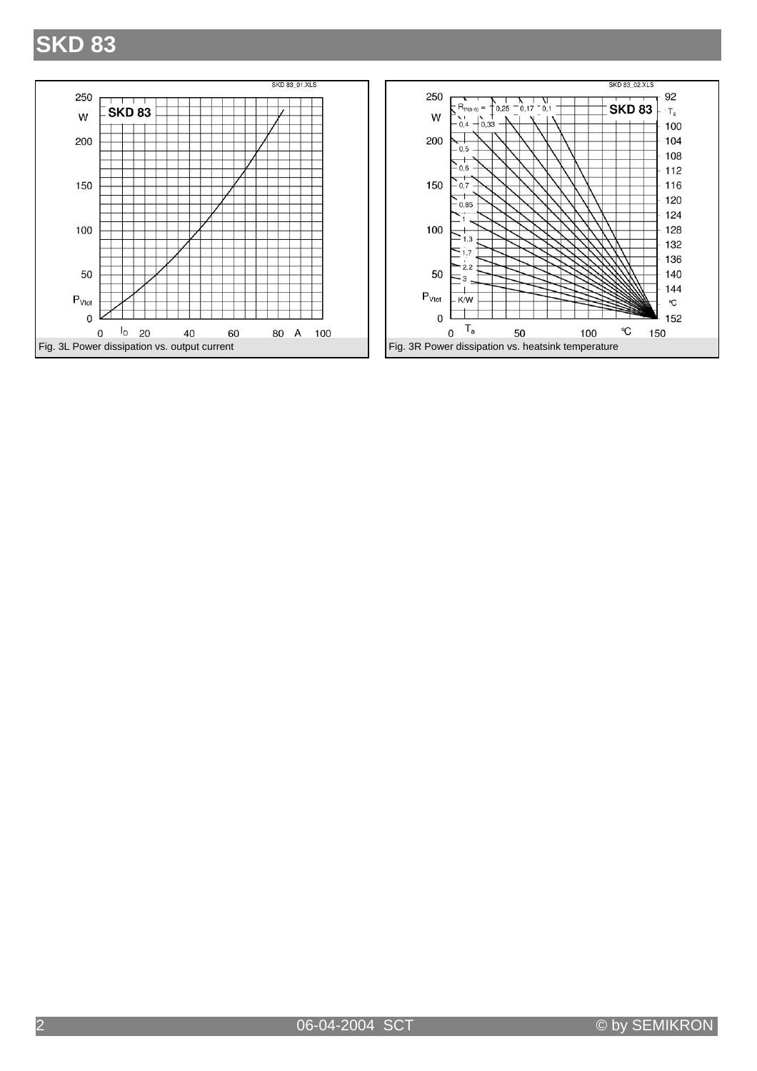# SKD 83

Fig. 3L Power dissipation vs. output current

Fig. 3R Power dissipation vs. heatsink temperature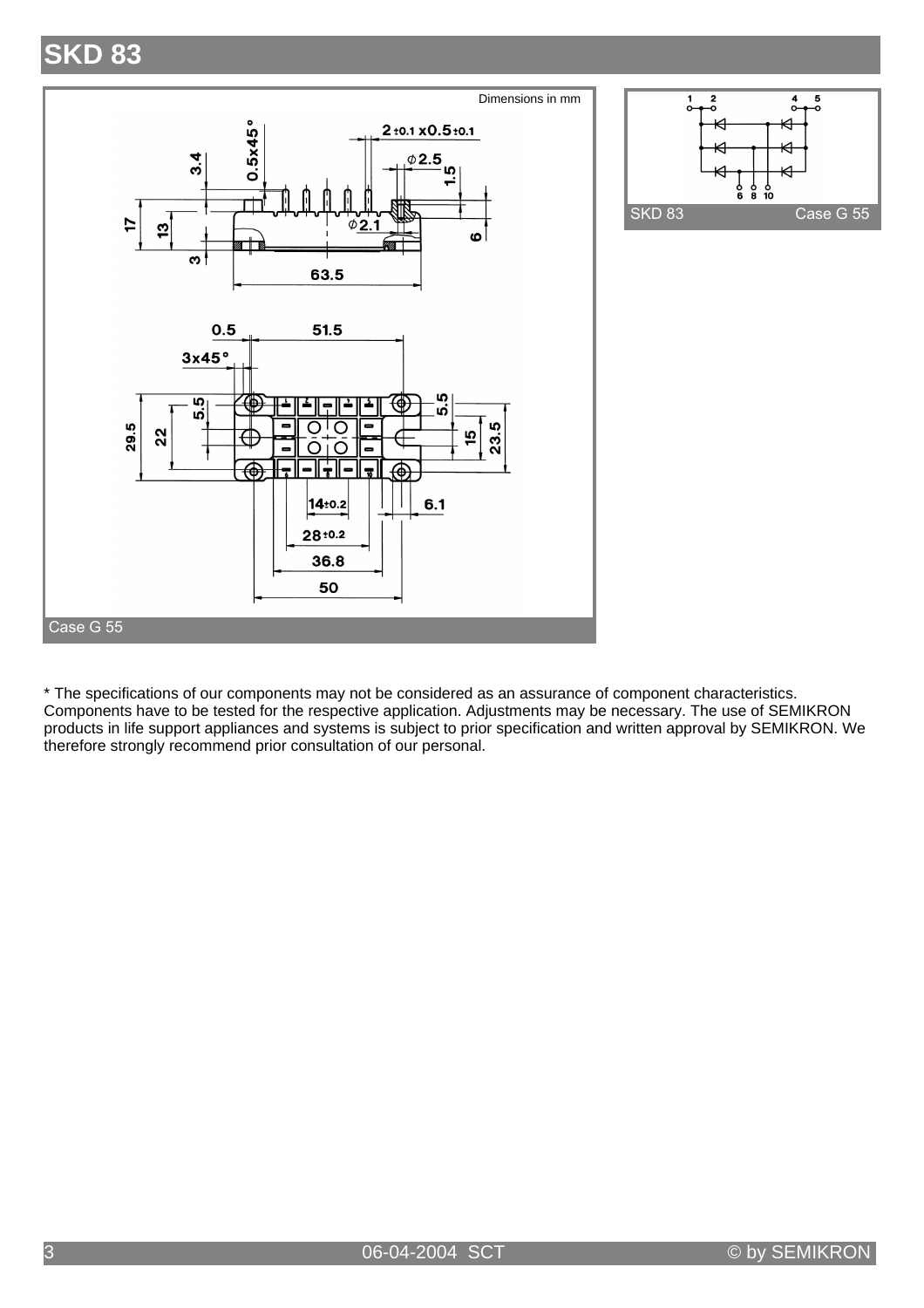# SKD 83

Dimensions in mm

2 ±0.1 x0.5 ±0.1

0.5x45°

3.4

Ø2.5

1.5

17

13

Ø2.1

6

3

63.5

0.5

51.5

3x45°

5.5

5.5

29.5

22

15

23.5

14±0.2

6.1

28±0.2

36.8

50

Case G 55

1 2 4 5

6 8 10

SKD 83 Case G 55

\* The specifications of our components may not be considered as an assurance of component characteristics. Components have to be tested for the respective application. Adjustments may be necessary. The use of SEMIKRON products in life support appliances and systems is subject to prior specification and written approval by SEMIKRON. We therefore strongly recommend prior consultation of our personal.